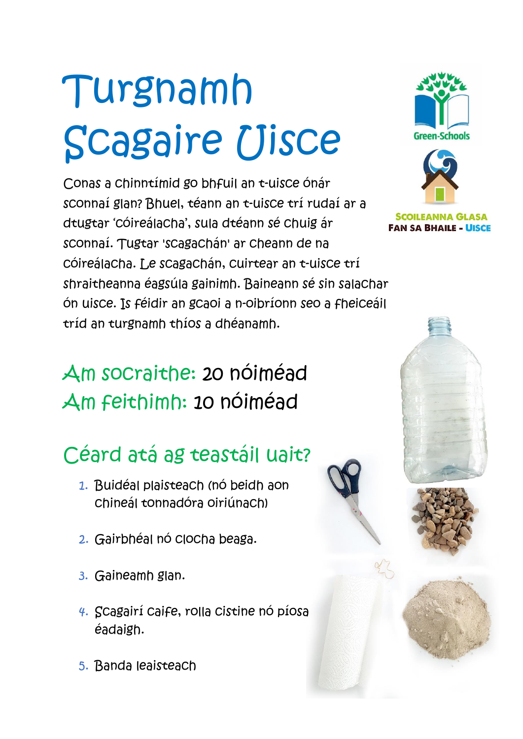# Turgnamh Scagaire Uisce

Conas a chinntímid go bhfuil an t-uisce ónár sconnaí glan? Bhuel, téann an t-uisce trí rudaí ar a dtugtar 'cóireálacha', sula dtéann sé chuig ár sconnaí. Tugtar 'scagachán' ar cheann de na cóireálacha. Le scagachán, cuirtear an t-uisce trí shraitheanna éagsúla gainimh. Baineann sé sin salachar ón uisce. Is féidir an gcaoi a n-oibríonn seo a fheiceáil tríd an turgnamh thíos a dhéanamh.

**Am socraithe:** 20 nóiméad
**Am feithimh:** 10 nóiméad

## Céard atá ag teastáil uait?

1. Buidéal plaisteach (nó beidh aon chineál tonnadóra oiriúnach)
2. Gairbhéal nó clocha beaga.
3. Gaineamh glan.
4. Scagairí caife, rolla cistine nó píosa éadaigh.
5. Banda leaisteach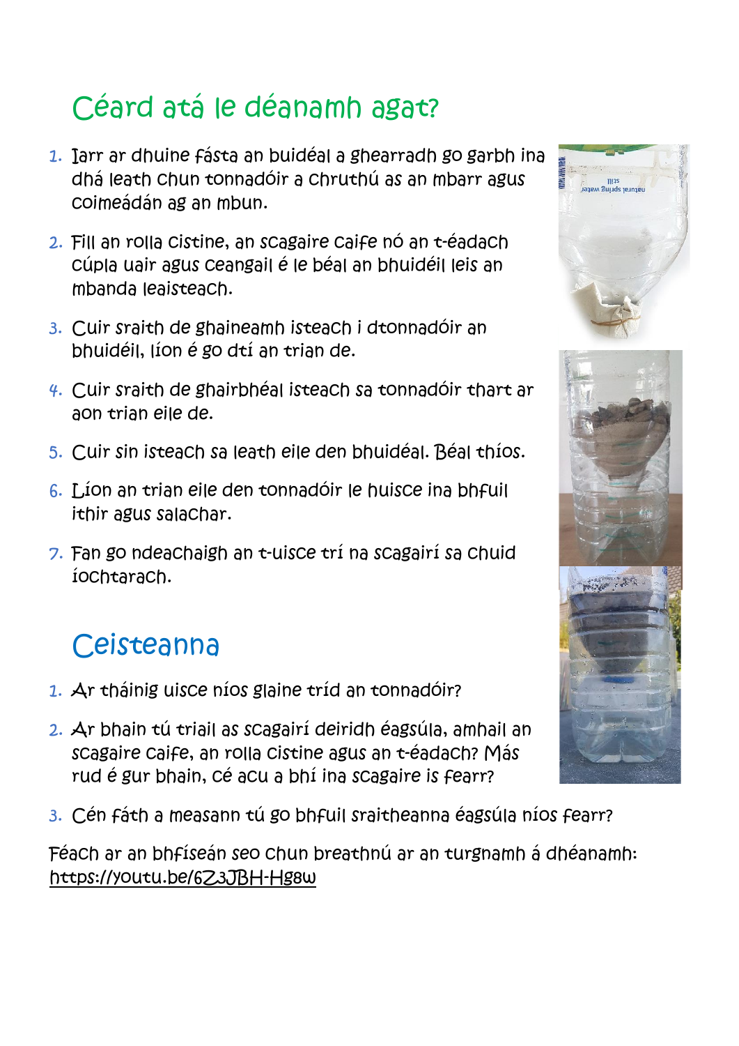## Céard atá le déanamh agat?

1. Iarr ar dhuine fásta an buidéal a ghearradh go garbh ina dhá leath chun tonnadóir a chruthú as an mbarr agus coimeádán ag an mbun.
2. Fill an rolla cistine, an scagaire caife nó an t-éadach cúpla uair agus ceangail é le béal an bhuidéil leis an mbanda leaisteach.
3. Cuir sraith de ghaineamh isteach i dtonnadóir an bhuidéil, líon é go dtí an trian de.
4. Cuir sraith de ghairbhéal isteach sa tonnadóir thart ar aon trian eile de.
5. Cuir sin isteach sa leath eile den bhuidéal. Béal thíos.
6. Líon an trian eile den tonnadóir le huisce ina bhfuil ithir agus salachar.
7. Fan go ndeachaigh an t-uisce trí na scagairí sa chuid íochtarach.

## Ceisteanna

1. Ar tháinig uisce níos glaine tríd an tonnadóir?
2. Ar bhain tú triail as scagairí deiridh éagsúla, amhail an scagaire caife, an rolla cistine agus an t-éadach? Más rud é gur bhain, cé acu a bhí ina scagaire is fearr?
3. Cén fáth a measann tú go bhfuil sraitheanna éagsúla níos fearr?

Féach ar an bhfíseán seo chun breathnú ar an turgnamh á dhéanamh: https://youtu.be/6Z3JBH-Hg8w